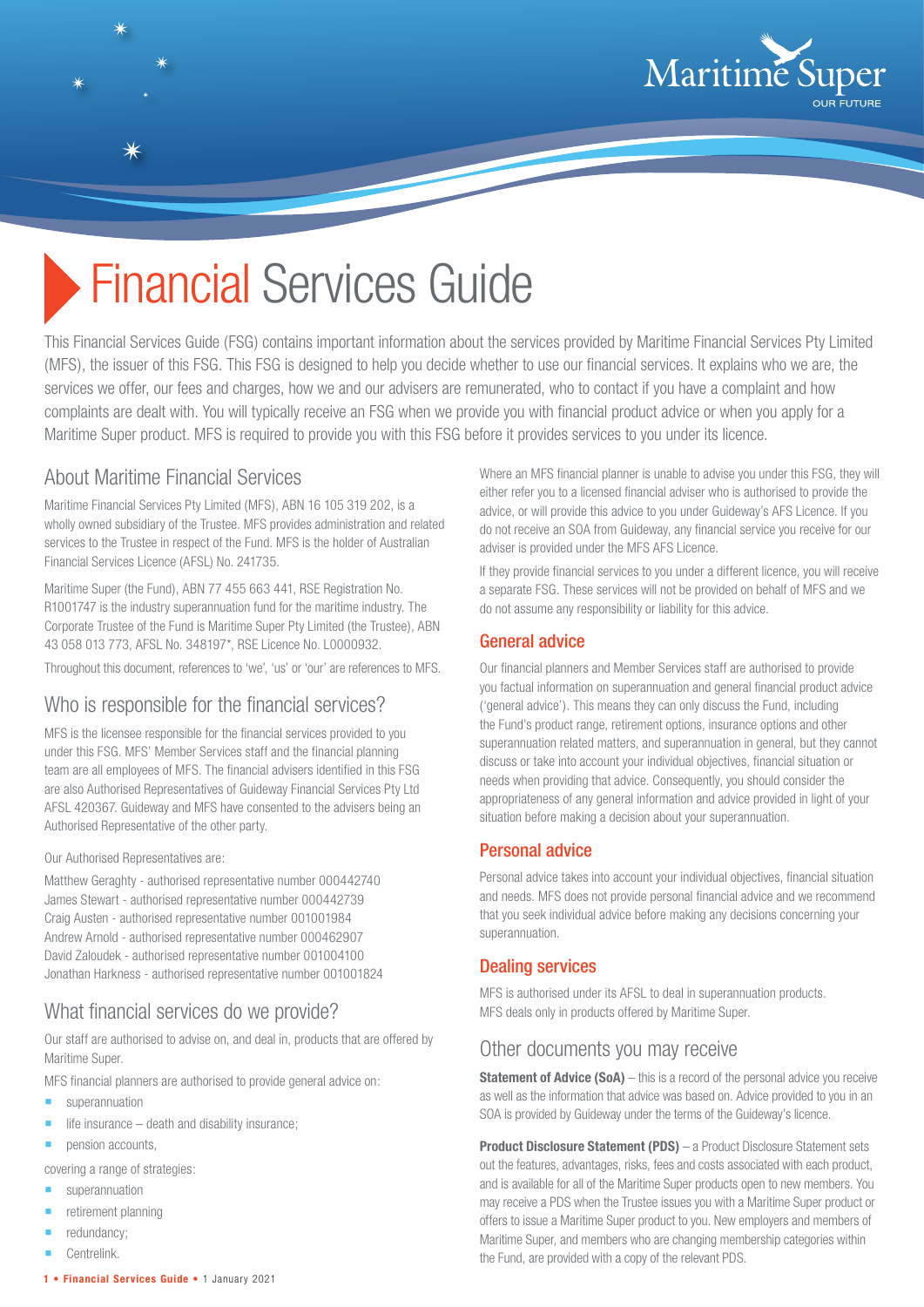# Financial Services Guide

This Financial Services Guide (FSG) contains important information about the services provided by Maritime Financial Services Pty Limited (MFS), the issuer of this FSG. This FSG is designed to help you decide whether to use our financial services. It explains who we are, the services we offer, our fees and charges, how we and our advisers are remunerated, who to contact if you have a complaint and how complaints are dealt with. You will typically receive an FSG when we provide you with financial product advice or when you apply for a Maritime Super product. MFS is required to provide you with this FSG before it provides services to you under its licence.

## About Maritime Financial Services

Maritime Financial Services Pty Limited (MFS), ABN 16 105 319 202, is a wholly owned subsidiary of the Trustee. MFS provides administration and related services to the Trustee in respect of the Fund. MFS is the holder of Australian Financial Services Licence (AFSL) No. 241735.

Maritime Super (the Fund), ABN 77 455 663 441, RSE Registration No. R1001747 is the industry superannuation fund for the maritime industry. The Corporate Trustee of the Fund is Maritime Super Pty Limited (the Trustee), ABN 43 058 013 773, AFSL No. 348197*, RSE Licence No. L0000932.

Throughout this document, references to 'we', 'us' or 'our' are references to MFS.

## Who is responsible for the financial services?

MFS is the licensee responsible for the financial services provided to you under this FSG. MFS' Member Services staff and the financial planning team are all employees of MFS. The financial advisers identified in this FSG are also Authorised Representatives of Guideway Financial Services Pty Ltd AFSL 420367. Guideway and MFS have consented to the advisers being an Authorised Representative of the other party.

Our Authorised Representatives are:

Matthew Geraghty - authorised representative number 000442740
James Stewart - authorised representative number 000442739
Craig Austen - authorised representative number 001001984
Andrew Arnold - authorised representative number 000462907
David Zaloudek - authorised representative number 001004100
Jonathan Harkness - authorised representative number 001001824

## What financial services do we provide?

Our staff are authorised to advise on, and deal in, products that are offered by Maritime Super.

MFS financial planners are authorised to provide general advice on:

- superannuation
- life insurance – death and disability insurance;
- pension accounts,

covering a range of strategies:

- superannuation
- retirement planning
- redundancy;
- Centrelink.

Where an MFS financial planner is unable to advise you under this FSG, they will either refer you to a licensed financial adviser who is authorised to provide the advice, or will provide this advice to you under Guideway's AFS Licence. If you do not receive an SOA from Guideway, any financial service you receive for our adviser is provided under the MFS AFS Licence.

If they provide financial services to you under a different licence, you will receive a separate FSG. These services will not be provided on behalf of MFS and we do not assume any responsibility or liability for this advice.

### General advice

Our factual planners and Member Services staff are authorised to provide you factual information on superannuation and general financial product advice ('general advice'). This means they can only discuss the Fund, including the Fund's product range, retirement options, insurance options and other superannuation related matters, and superannuation in general, but they cannot discuss or take into account your individual objectives, financial situation or needs when providing that advice. Consequently, you should consider the appropriateness of any general information and advice provided in light of your situation before making a decision about your superannuation.

### Personal advice

Personal advice takes into account your individual objectives, financial situation and needs. MFS does not provide personal financial advice and we recommend that you seek individual advice before making any decisions concerning your superannuation.

### Dealing services

MFS is authorised under its AFSL to deal in superannuation products. MFS deals only in products offered by Maritime Super.

## Other documents you may receive

**Statement of Advice (SoA)** – this is a record of the personal advice you receive as well as the information that advice was based on. Advice provided to you in an SOA is provided by Guideway under the terms of the Guideway's licence.

**Product Disclosure Statement (PDS)** – a Product Disclosure Statement sets out the features, advantages, risks, fees and costs associated with each product, and is available for all of the Maritime Super products open to new members. You may receive a PDS when the Trustee issues you with a Maritime Super product or offers to issue a Maritime Super product to you. New employers and members of Maritime Super, and members who are changing membership categories within the Fund, are provided with a copy of the relevant PDS.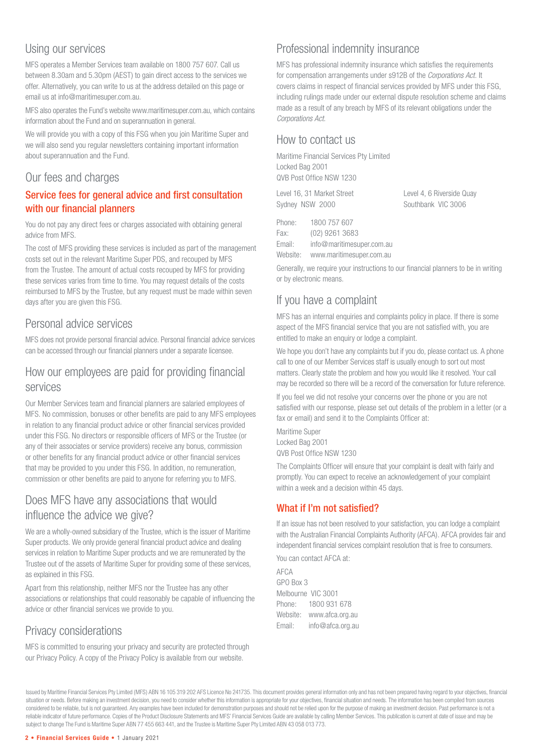## Using our services

MFS operates a Member Services team available on 1800 757 607. Call us between 8.30am and 5.30pm (AEST) to gain direct access to the services we offer. Alternatively, you can write to us at the address detailed on this page or email us at info@maritimesuper.com.au.

MFS also operates the Fund's website www.maritimesuper.com.au, which contains information about the Fund and on superannuation in general.

We will provide you with a copy of this FSG when you join Maritime Super and we will also send you regular newsletters containing important information about superannuation and the Fund.

## Our fees and charges

### Service fees for general advice and first consultation with our financial planners

You do not pay any direct fees or charges associated with obtaining general advice from MFS.

The cost of MFS providing these services is included as part of the management costs set out in the relevant Maritime Super PDS, and recouped by MFS from the Trustee. The amount of actual costs recouped by MFS for providing these services varies from time to time. You may request details of the costs reimbursed to MFS by the Trustee, but any request must be made within seven days after you are given this FSG.

## Personal advice services

MFS does not provide personal financial advice. Personal financial advice services can be accessed through our financial planners under a separate licensee.

## How our employees are paid for providing financial services

Our Member Services team and financial planners are salaried employees of MFS. No commission, bonuses or other benefits are paid to any MFS employees in relation to any financial product advice or other financial services provided under this FSG. No directors or responsible officers of MFS or the Trustee (or any of their associates or service providers) receive any bonus, commission or other benefits for any financial product advice or other financial services that may be provided to you under this FSG. In addition, no remuneration, commission or other benefits are paid to anyone for referring you to MFS.

## Does MFS have any associations that would influence the advice we give?

We are a wholly-owned subsidiary of the Trustee, which is the issuer of Maritime Super products. We only provide general financial product advice and dealing services in relation to Maritime Super products and we are remunerated by the Trustee out of the assets of Maritime Super for providing some of these services, as explained in this FSG.

Apart from this relationship, neither MFS nor the Trustee has any other associations or relationships that could reasonably be capable of influencing the advice or other financial services we provide to you.

## Privacy considerations

MFS is committed to ensuring your privacy and security are protected through our Privacy Policy. A copy of the Privacy Policy is available from our website.

## Professional indemnity insurance

MFS has professional indemnity insurance which satisfies the requirements for compensation arrangements under s912B of the *Corporations Act*. It covers claims in respect of financial services provided by MFS under this FSG, including rulings made under our external dispute resolution scheme and claims made as a result of any breach by MFS of its relevant obligations under the *Corporations Act*.

## How to contact us

Maritime Financial Services Pty Limited
Locked Bag 2001
QVB Post Office NSW 1230

Level 16, 31 Market Street
Sydney NSW 2000

Level 4, 6 Riverside Quay
Southbank VIC 3006

Phone: 1800 757 607
Fax: (02) 9261 3683
Email: info@maritimesuper.com.au
Website: www.maritimesuper.com.au

Generally, we require your instructions to our financial planners to be in writing or by electronic means.

## If you have a complaint

MFS has an internal enquiries and complaints policy in place. If there is some aspect of the MFS financial service that you are not satisfied with, you are entitled to make an enquiry or lodge a complaint.

We hope you don't have any complaints but if you do, please contact us. A phone call to one of our Member Services staff is usually enough to sort out most matters. Clearly state the problem and how you would like it resolved. Your call may be recorded so there will be a record of the conversation for future reference.

If you feel we did not resolve your concerns over the phone or you are not satisfied with our response, please set out details of the problem in a letter (or a fax or email) and send it to the Complaints Officer at:

Maritime Super
Locked Bag 2001
QVB Post Office NSW 1230

The Complaints Officer will ensure that your complaint is dealt with fairly and promptly. You can expect to receive an acknowledgement of your complaint within a week and a decision within 45 days.

### What if I'm not satisfied?

If an issue has not been resolved to your satisfaction, you can lodge a complaint with the Australian Financial Complaints Authority (AFCA). AFCA provides fair and independent financial services complaint resolution that is free to consumers.

You can contact AFCA at:

AFCA
GPO Box 3
Melbourne VIC 3001
Phone: 1800 931 678
Website: www.afca.org.au
Email: info@afca.org.au

Issued by Maritime Financial Services Pty Limited (MFS) ABN 16 105 319 202 AFS Licence No 241735. This document provides general information only and has not been prepared having regard to your objectives, financial situation or needs. Before making an investment decision, you need to consider whether this information is appropriate for your objectives, financial situation and needs. The information has been compiled from sources considered to be reliable, but is not guaranteed. Any examples have been included for demonstration purposes and should not be relied upon for the purpose of making an investment decision. Past performance is not a reliable indicator of future performance. Copies of the Product Disclosure Statements and MFS' Financial Services Guide are available by calling Member Services. This publication is current at date of issue and may be subject to change The Fund is Maritime Super ABN 77 455 663 441, and the Trustee is Maritime Super Pty Limited ABN 43 058 013 773.